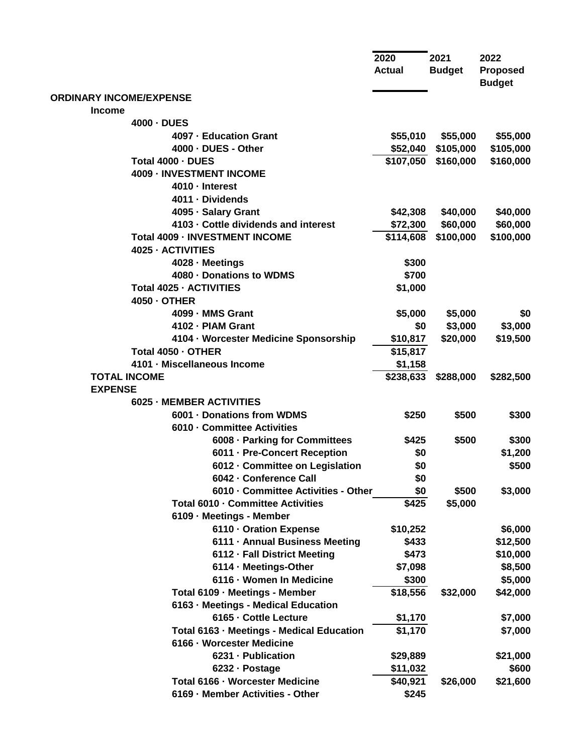| | 2020 Actual | 2021 Budget | 2022 Proposed Budget |
|---|---|---|---|
| **ORDINARY INCOME/EXPENSE** | | | |
| **Income** | | | |
| **4000 · DUES** | | | |
| **4097 · Education Grant** | $55,010 | $55,000 | $55,000 |
| **4000 · DUES - Other** | $52,040 | $105,000 | $105,000 |
| **Total 4000 · DUES** | $107,050 | $160,000 | $160,000 |
| **4009 · INVESTMENT INCOME** | | | |
| **4010 · Interest** | | | |
| **4011 · Dividends** | | | |
| **4095 · Salary Grant** | $42,308 | $40,000 | $40,000 |
| **4103 · Cottle dividends and interest** | $72,300 | $60,000 | $60,000 |
| **Total 4009 · INVESTMENT INCOME** | $114,608 | $100,000 | $100,000 |
| **4025 · ACTIVITIES** | | | |
| **4028 · Meetings** | $300 | | |
| **4080 · Donations to WDMS** | $700 | | |
| **Total 4025 · ACTIVITIES** | $1,000 | | |
| **4050 · OTHER** | | | |
| **4099 · MMS Grant** | $5,000 | $5,000 | $0 |
| **4102 · PIAM Grant** | $0 | $3,000 | $3,000 |
| **4104 · Worcester Medicine Sponsorship** | $10,817 | $20,000 | $19,500 |
| **Total 4050 · OTHER** | $15,817 | | |
| **4101 · Miscellaneous Income** | $1,158 | | |
| **TOTAL INCOME** | $238,633 | $288,000 | $282,500 |
| **EXPENSE** | | | |
| **6025 · MEMBER ACTIVITIES** | | | |
| **6001 · Donations from WDMS** | $250 | $500 | $300 |
| **6010 · Committee Activities** | | | |
| **6008 · Parking for Committees** | $425 | $500 | $300 |
| **6011 · Pre-Concert Reception** | $0 | | $1,200 |
| **6012 · Committee on Legislation** | $0 | | $500 |
| **6042 · Conference Call** | $0 | | |
| **6010 · Committee Activities - Other** | $0 | $500 | $3,000 |
| **Total 6010 · Committee Activities** | $425 | $5,000 | |
| **6109 · Meetings - Member** | | | |
| **6110 · Oration Expense** | $10,252 | | $6,000 |
| **6111 · Annual Business Meeting** | $433 | | $12,500 |
| **6112 · Fall District Meeting** | $473 | | $10,000 |
| **6114 · Meetings-Other** | $7,098 | | $8,500 |
| **6116 · Women In Medicine** | $300 | | $5,000 |
| **Total 6109 · Meetings - Member** | $18,556 | $32,000 | $42,000 |
| **6163 · Meetings - Medical Education** | | | |
| **6165 · Cottle Lecture** | $1,170 | | $7,000 |
| **Total 6163 · Meetings - Medical Education** | $1,170 | | $7,000 |
| **6166 · Worcester Medicine** | | | |
| **6231 · Publication** | $29,889 | | $21,000 |
| **6232 · Postage** | $11,032 | | $600 |
| **Total 6166 · Worcester Medicine** | $40,921 | $26,000 | $21,600 |
| **6169 · Member Activities - Other** | $245 | | |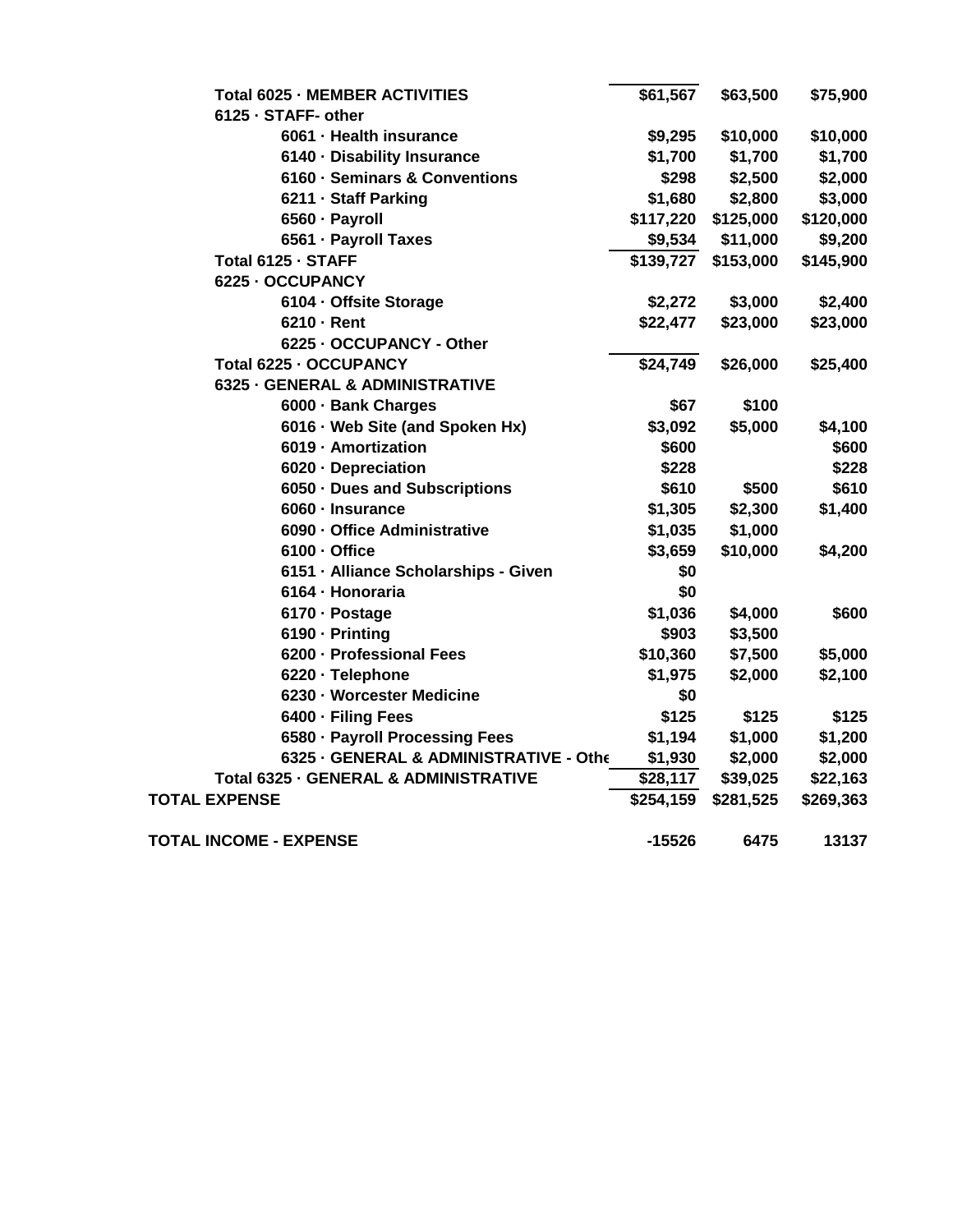| | | | |
|---|---|---|---|
| Total 6025 · MEMBER ACTIVITIES | $61,567 | $63,500 | $75,900 |
| 6125 · STAFF- other | | | |
| 6061 · Health insurance | $9,295 | $10,000 | $10,000 |
| 6140 · Disability Insurance | $1,700 | $1,700 | $1,700 |
| 6160 · Seminars & Conventions | $298 | $2,500 | $2,000 |
| 6211 · Staff Parking | $1,680 | $2,800 | $3,000 |
| 6560 · Payroll | $117,220 | $125,000 | $120,000 |
| 6561 · Payroll Taxes | $9,534 | $11,000 | $9,200 |
| Total 6125 · STAFF | $139,727 | $153,000 | $145,900 |
| 6225 · OCCUPANCY | | | |
| 6104 · Offsite Storage | $2,272 | $3,000 | $2,400 |
| 6210 · Rent | $22,477 | $23,000 | $23,000 |
| 6225 · OCCUPANCY - Other | | | |
| Total 6225 · OCCUPANCY | $24,749 | $26,000 | $25,400 |
| 6325 · GENERAL & ADMINISTRATIVE | | | |
| 6000 · Bank Charges | $67 | $100 | |
| 6016 · Web Site (and Spoken Hx) | $3,092 | $5,000 | $4,100 |
| 6019 · Amortization | $600 | | $600 |
| 6020 · Depreciation | $228 | | $228 |
| 6050 · Dues and Subscriptions | $610 | $500 | $610 |
| 6060 · Insurance | $1,305 | $2,300 | $1,400 |
| 6090 · Office Administrative | $1,035 | $1,000 | |
| 6100 · Office | $3,659 | $10,000 | $4,200 |
| 6151 · Alliance Scholarships - Given | $0 | | |
| 6164 · Honoraria | $0 | | |
| 6170 · Postage | $1,036 | $4,000 | $600 |
| 6190 · Printing | $903 | $3,500 | |
| 6200 · Professional Fees | $10,360 | $7,500 | $5,000 |
| 6220 · Telephone | $1,975 | $2,000 | $2,100 |
| 6230 · Worcester Medicine | $0 | | |
| 6400 · Filing Fees | $125 | $125 | $125 |
| 6580 · Payroll Processing Fees | $1,194 | $1,000 | $1,200 |
| 6325 · GENERAL & ADMINISTRATIVE - Othe | $1,930 | $2,000 | $2,000 |
| Total 6325 · GENERAL & ADMINISTRATIVE | $28,117 | $39,025 | $22,163 |
| TOTAL EXPENSE | $254,159 | $281,525 | $269,363 |
| TOTAL INCOME - EXPENSE | -15526 | 6475 | 13137 |